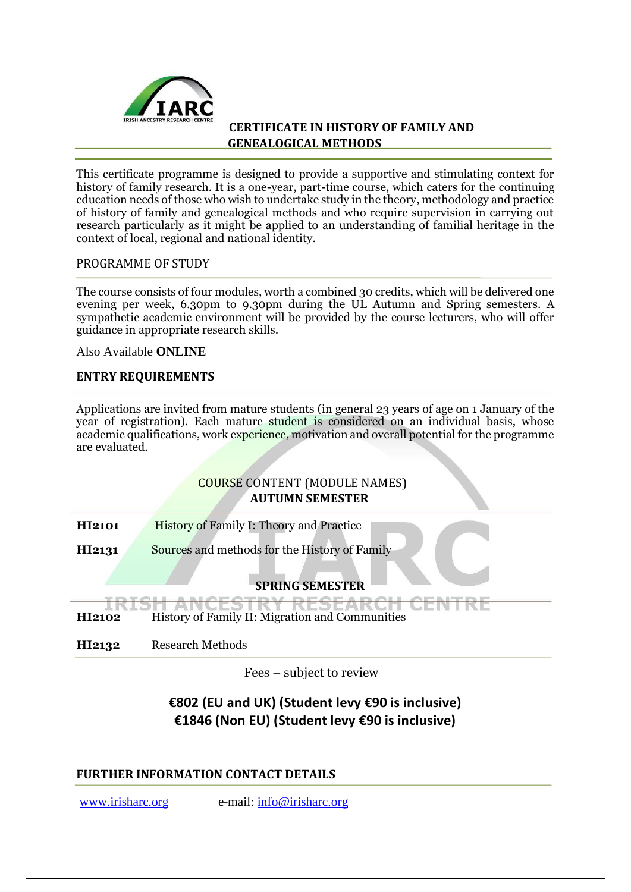# CERTIFICATE IN HISTORY OF FAMILY AND GENEALOGICAL METHODS

This certificate programme is designed to provide a supportive and stimulating context for history of family research. It is a one-year, part-time course, which caters for the continuing education needs of those who wish to undertake study in the theory, methodology and practice of history of family and genealogical methods and who require supervision in carrying out research particularly as it might be applied to an understanding of familial heritage in the context of local, regional and national identity.

## PROGRAMME OF STUDY

The course consists of four modules, worth a combined 30 credits, which will be delivered one evening per week, 6.30pm to 9.30pm during the UL Autumn and Spring semesters. A sympathetic academic environment will be provided by the course lecturers, who will offer guidance in appropriate research skills.

Also Available **ONLINE**

## ENTRY REQUIREMENTS

Applications are invited from mature students (in general 23 years of age on 1 January of the year of registration). Each mature student is considered on an individual basis, whose academic qualifications, work experience, motivation and overall potential for the programme are evaluated.

## COURSE CONTENT (MODULE NAMES)

### AUTUMN SEMESTER

| | |
|---|---|
| **HI2101** | History of Family I: Theory and Practice |
| **HI2131** | Sources and methods for the History of Family |

### SPRING SEMESTER

| | |
|---|---|
| **HI2102** | History of Family II: Migration and Communities |
| **HI2132** | Research Methods |

Fees – subject to review

**€802 (EU and UK) (Student levy €90 is inclusive)**
**€1846 (Non EU) (Student levy €90 is inclusive)**

## FURTHER INFORMATION CONTACT DETAILS

www.irisharc.org e-mail: info@irisharc.org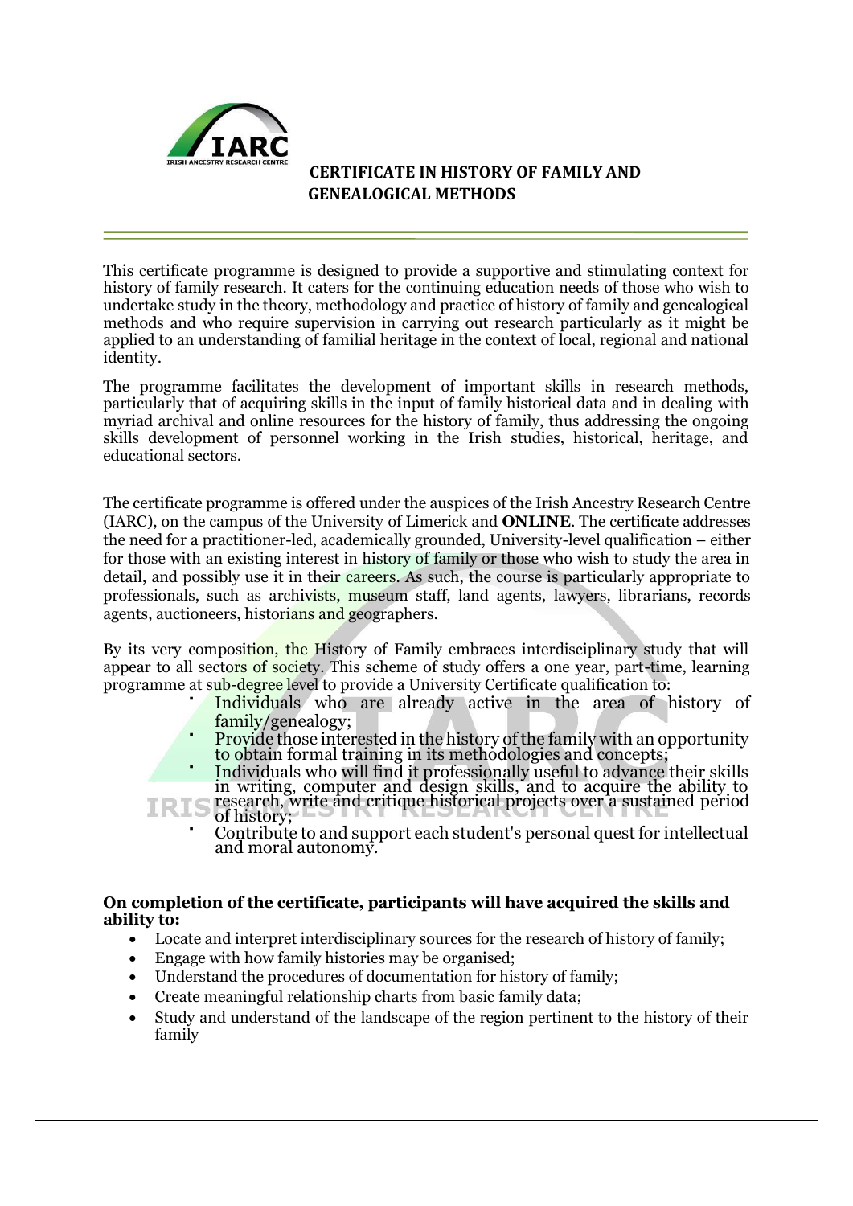## CERTIFICATE IN HISTORY OF FAMILY AND GENEALOGICAL METHODS

This certificate programme is designed to provide a supportive and stimulating context for history of family research. It caters for the continuing education needs of those who wish to undertake study in the theory, methodology and practice of history of family and genealogical methods and who require supervision in carrying out research particularly as it might be applied to an understanding of familial heritage in the context of local, regional and national identity.

The programme facilitates the development of important skills in research methods, particularly that of acquiring skills in the input of family historical data and in dealing with myriad archival and online resources for the history of family, thus addressing the ongoing skills development of personnel working in the Irish studies, historical, heritage, and educational sectors.

The certificate programme is offered under the auspices of the Irish Ancestry Research Centre (IARC), on the campus of the University of Limerick and **ONLINE**. The certificate addresses the need for a practitioner-led, academically grounded, University-level qualification – either for those with an existing interest in history of family or those who wish to study the area in detail, and possibly use it in their careers. As such, the course is particularly appropriate to professionals, such as archivists, museum staff, land agents, lawyers, librarians, records agents, auctioneers, historians and geographers.

By its very composition, the History of Family embraces interdisciplinary study that will appear to all sectors of society. This scheme of study offers a one year, part-time, learning programme at sub-degree level to provide a University Certificate qualification to:

- Individuals who are already active in the area of history of family/genealogy;
- Provide those interested in the history of the family with an opportunity to obtain formal training in its methodologies and concepts;
- Individuals who will find it professionally useful to advance their skills in writing, computer and design skills, and to acquire the ability to research, write and critique historical projects over a sustained period of history;
- Contribute to and support each student's personal quest for intellectual and moral autonomy.

**On completion of the certificate, participants will have acquired the skills and ability to:**

- Locate and interpret interdisciplinary sources for the research of history of family;
- Engage with how family histories may be organised;
- Understand the procedures of documentation for history of family;
- Create meaningful relationship charts from basic family data;
- Study and understand of the landscape of the region pertinent to the history of their family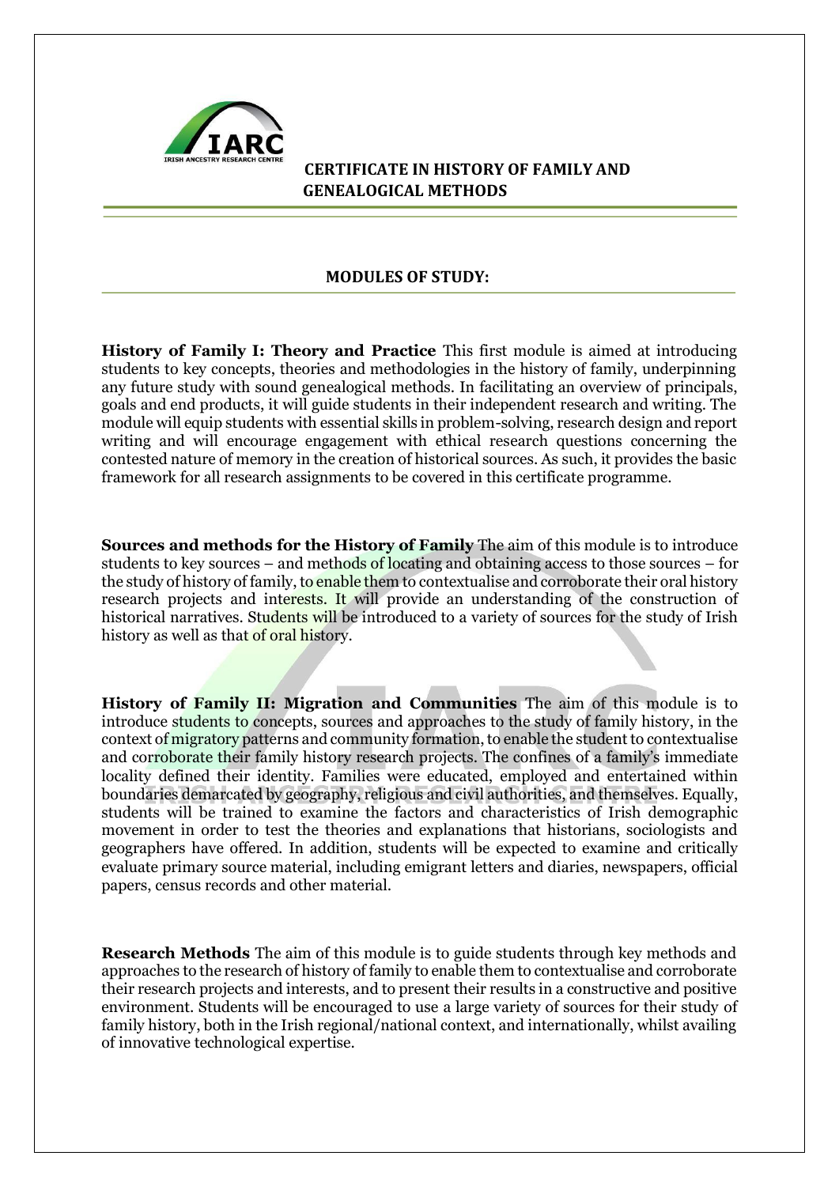# CERTIFICATE IN HISTORY OF FAMILY AND GENEALOGICAL METHODS

## MODULES OF STUDY:

**History of Family I: Theory and Practice** This first module is aimed at introducing students to key concepts, theories and methodologies in the history of family, underpinning any future study with sound genealogical methods. In facilitating an overview of principals, goals and end products, it will guide students in their independent research and writing. The module will equip students with essential skills in problem-solving, research design and report writing and will encourage engagement with ethical research questions concerning the contested nature of memory in the creation of historical sources. As such, it provides the basic framework for all research assignments to be covered in this certificate programme.

**Sources and methods for the History of Family** The aim of this module is to introduce students to key sources – and methods of locating and obtaining access to those sources – for the study of history of family, to enable them to contextualise and corroborate their oral history research projects and interests. It will provide an understanding of the construction of historical narratives. Students will be introduced to a variety of sources for the study of Irish history as well as that of oral history.

**History of Family II: Migration and Communities** The aim of this module is to introduce students to concepts, sources and approaches to the study of family history, in the context of migratory patterns and community formation, to enable the student to contextualise and corroborate their family history research projects. The confines of a family's immediate locality defined their identity. Families were educated, employed and entertained within boundaries demarcated by geography, religious and civil authorities, and themselves. Equally, students will be trained to examine the factors and characteristics of Irish demographic movement in order to test the theories and explanations that historians, sociologists and geographers have offered. In addition, students will be expected to examine and critically evaluate primary source material, including emigrant letters and diaries, newspapers, official papers, census records and other material.

**Research Methods** The aim of this module is to guide students through key methods and approaches to the research of history of family to enable them to contextualise and corroborate their research projects and interests, and to present their results in a constructive and positive environment. Students will be encouraged to use a large variety of sources for their study of family history, both in the Irish regional/national context, and internationally, whilst availing of innovative technological expertise.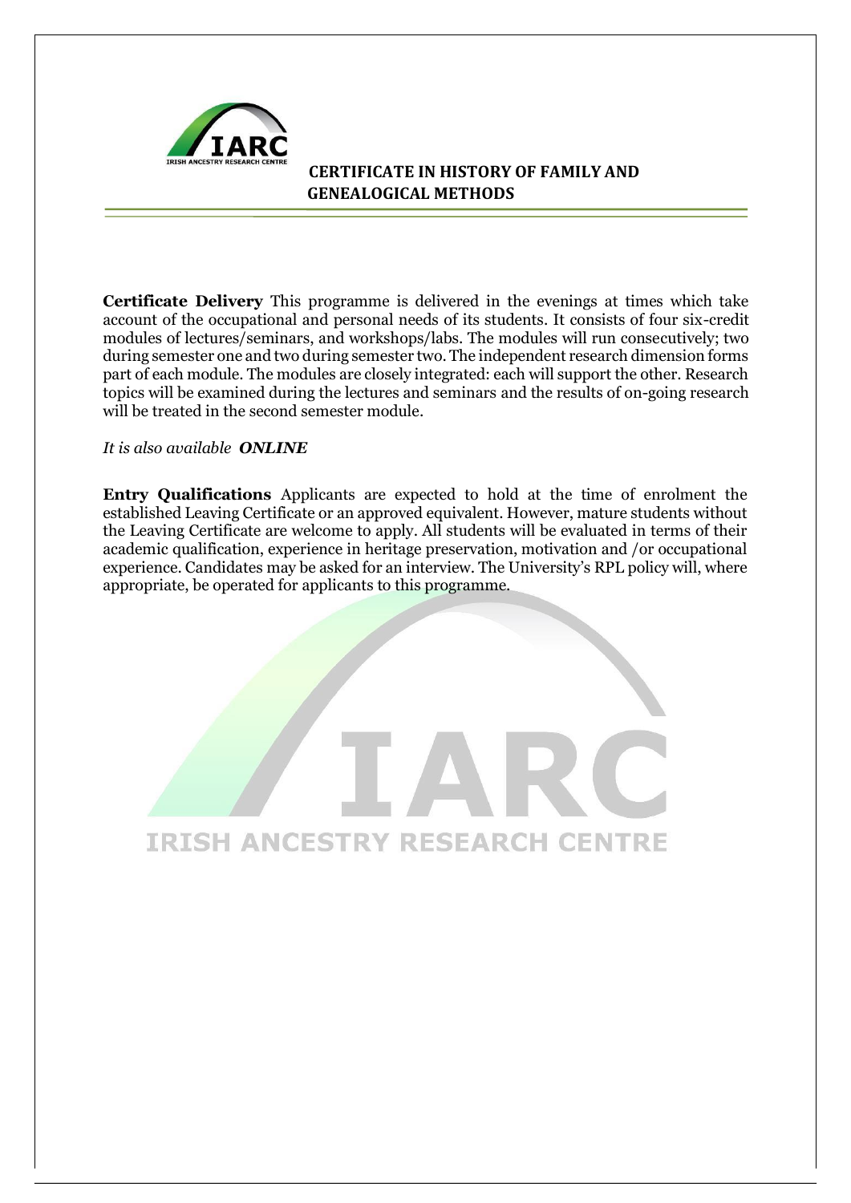# CERTIFICATE IN HISTORY OF FAMILY AND GENEALOGICAL METHODS

**Certificate Delivery** This programme is delivered in the evenings at times which take account of the occupational and personal needs of its students. It consists of four six-credit modules of lectures/seminars, and workshops/labs. The modules will run consecutively; two during semester one and two during semester two. The independent research dimension forms part of each module. The modules are closely integrated: each will support the other. Research topics will be examined during the lectures and seminars and the results of on-going research will be treated in the second semester module.

*It is also available **ONLINE***

**Entry Qualifications** Applicants are expected to hold at the time of enrolment the established Leaving Certificate or an approved equivalent. However, mature students without the Leaving Certificate are welcome to apply. All students will be evaluated in terms of their academic qualification, experience in heritage preservation, motivation and /or occupational experience. Candidates may be asked for an interview. The University's RPL policy will, where appropriate, be operated for applicants to this programme.